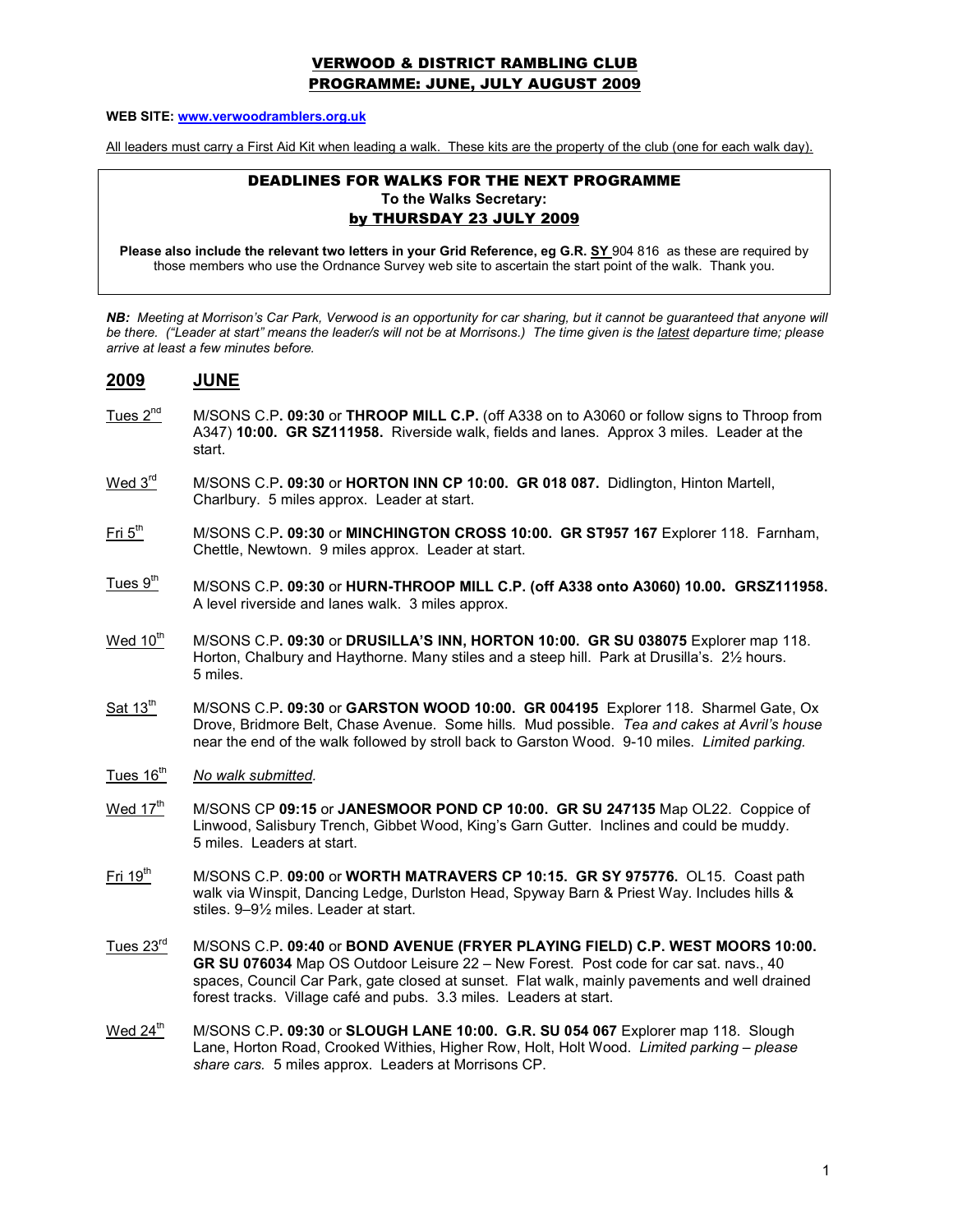# VERWOOD & DISTRICT RAMBLING CLUB
## PROGRAMME: JUNE, JULY AUGUST 2009

**WEB SITE: www.verwoodramblers.org.uk**

All leaders must carry a First Aid Kit when leading a walk. These kits are the property of the club (one for each walk day).

> **DEADLINES FOR WALKS FOR THE NEXT PROGRAMME**
> **To the Walks Secretary:**
> **by THURSDAY 23 JULY 2009**
>
> **Please also include the relevant two letters in your Grid Reference, eg G.R. SY** 904 816 as these are required by those members who use the Ordnance Survey web site to ascertain the start point of the walk. Thank you.

***NB:*** *Meeting at Morrison's Car Park, Verwood is an opportunity for car sharing, but it cannot be guaranteed that anyone will be there. ("Leader at start" means the leader/s will not be at Morrisons.) The time given is the latest departure time; please arrive at least a few minutes before.*

## 2009 JUNE

**Tues 2nd** — M/SONS C.P**. 09:30** or **THROOP MILL C.P.** (off A338 on to A3060 or follow signs to Throop from A347) **10:00. GR SZ111958.** Riverside walk, fields and lanes. Approx 3 miles. Leader at the start.

**Wed 3rd** — M/SONS C.P**. 09:30** or **HORTON INN CP 10:00. GR 018 087.** Didlington, Hinton Martell, Charlbury. 5 miles approx. Leader at start.

**Fri 5th** — M/SONS C.P**. 09:30** or **MINCHINGTON CROSS 10:00. GR ST957 167** Explorer 118. Farnham, Chettle, Newtown. 9 miles approx. Leader at start.

**Tues 9th** — M/SONS C.P**. 09:30** or **HURN-THROOP MILL C.P. (off A338 onto A3060) 10.00. GRSZ111958.** A level riverside and lanes walk. 3 miles approx.

**Wed 10th** — M/SONS C.P**. 09:30** or **DRUSILLA'S INN, HORTON 10:00. GR SU 038075** Explorer map 118. Horton, Chalbury and Haythorne. Many stiles and a steep hill. Park at Drusilla's. 2½ hours. 5 miles.

**Sat 13th** — M/SONS C.P**. 09:30** or **GARSTON WOOD 10:00. GR 004195** Explorer 118. Sharmel Gate, Ox Drove, Bridmore Belt, Chase Avenue. Some hills. Mud possible. *Tea and cakes at Avril's house* near the end of the walk followed by stroll back to Garston Wood. 9-10 miles. *Limited parking.*

**Tues 16th** — *No walk submitted*.

**Wed 17th** — M/SONS CP **09:15** or **JANESMOOR POND CP 10:00. GR SU 247135** Map OL22. Coppice of Linwood, Salisbury Trench, Gibbet Wood, King's Garn Gutter. Inclines and could be muddy. 5 miles. Leaders at start.

**Fri 19th** — M/SONS C.P. **09:00** or **WORTH MATRAVERS CP 10:15. GR SY 975776.** OL15. Coast path walk via Winspit, Dancing Ledge, Durlston Head, Spyway Barn & Priest Way. Includes hills & stiles. 9–9½ miles. Leader at start.

**Tues 23rd** — M/SONS C.P**. 09:40** or **BOND AVENUE (FRYER PLAYING FIELD) C.P. WEST MOORS 10:00. GR SU 076034** Map OS Outdoor Leisure 22 – New Forest. Post code for car sat. navs., 40 spaces, Council Car Park, gate closed at sunset. Flat walk, mainly pavements and well drained forest tracks. Village café and pubs. 3.3 miles. Leaders at start.

**Wed 24th** — M/SONS C.P**. 09:30** or **SLOUGH LANE 10:00. G.R. SU 054 067** Explorer map 118. Slough Lane, Horton Road, Crooked Withies, Higher Row, Holt, Holt Wood. *Limited parking – please share cars.* 5 miles approx. Leaders at Morrisons CP.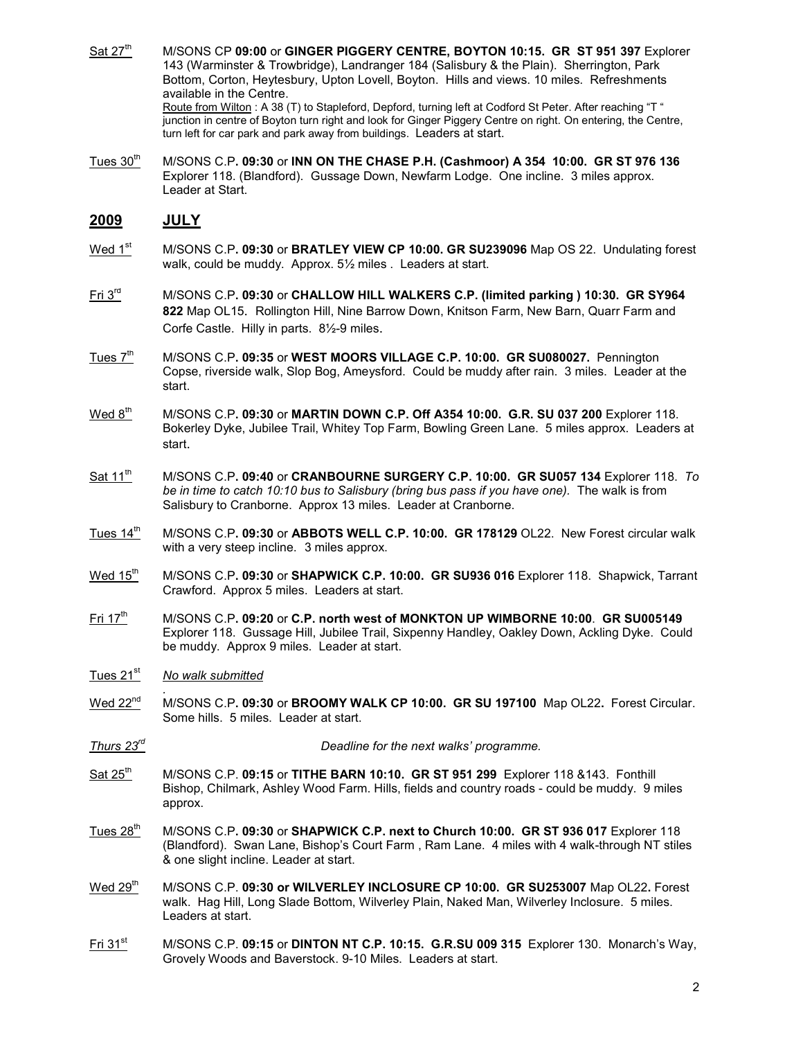Sat 27th M/SONS CP **09:00** or **GINGER PIGGERY CENTRE, BOYTON 10:15. GR ST 951 397** Explorer 143 (Warminster & Trowbridge), Landranger 184 (Salisbury & the Plain). Sherrington, Park Bottom, Corton, Heytesbury, Upton Lovell, Boyton. Hills and views. 10 miles. Refreshments available in the Centre.
Route from Wilton : A 38 (T) to Stapleford, Depford, turning left at Codford St Peter. After reaching "T " junction in centre of Boyton turn right and look for Ginger Piggery Centre on right. On entering, the Centre, turn left for car park and park away from buildings. Leaders at start.

Tues 30th M/SONS C.P. **09:30** or **INN ON THE CHASE P.H. (Cashmoor) A 354 10:00. GR ST 976 136** Explorer 118. (Blandford). Gussage Down, Newfarm Lodge. One incline. 3 miles approx. Leader at Start.

## 2009 JULY

Wed 1st M/SONS C.P**. 09:30** or **BRATLEY VIEW CP 10:00. GR SU239096** Map OS 22. Undulating forest walk, could be muddy. Approx. 5½ miles . Leaders at start.

Fri 3rd M/SONS C.P**. 09:30** or **CHALLOW HILL WALKERS C.P. (limited parking ) 10:30. GR SY964 822** Map OL15. Rollington Hill, Nine Barrow Down, Knitson Farm, New Barn, Quarr Farm and Corfe Castle. Hilly in parts. 8½-9 miles.

Tues 7th M/SONS C.P**. 09:35** or **WEST MOORS VILLAGE C.P. 10:00. GR SU080027.** Pennington Copse, riverside walk, Slop Bog, Ameysford. Could be muddy after rain. 3 miles. Leader at the start.

Wed 8th M/SONS C.P**. 09:30** or **MARTIN DOWN C.P. Off A354 10:00. G.R. SU 037 200** Explorer 118. Bokerley Dyke, Jubilee Trail, Whitey Top Farm, Bowling Green Lane. 5 miles approx. Leaders at start.

Sat 11th M/SONS C.P**. 09:40** or **CRANBOURNE SURGERY C.P. 10:00. GR SU057 134** Explorer 118. *To be in time to catch 10:10 bus to Salisbury (bring bus pass if you have one).* The walk is from Salisbury to Cranborne. Approx 13 miles. Leader at Cranborne.

Tues 14th M/SONS C.P**. 09:30** or **ABBOTS WELL C.P. 10:00. GR 178129** OL22. New Forest circular walk with a very steep incline. 3 miles approx.

Wed 15th M/SONS C.P**. 09:30** or **SHAPWICK C.P. 10:00. GR SU936 016** Explorer 118. Shapwick, Tarrant Crawford. Approx 5 miles. Leaders at start.

Fri 17th M/SONS C.P**. 09:20** or **C.P. north west of MONKTON UP WIMBORNE 10:00**. **GR SU005149** Explorer 118. Gussage Hill, Jubilee Trail, Sixpenny Handley, Oakley Down, Ackling Dyke. Could be muddy. Approx 9 miles. Leader at start.

Tues 21st *No walk submitted*

Wed 22nd M/SONS C.P**. 09:30** or **BROOMY WALK CP 10:00. GR SU 197100** Map OL22**.** Forest Circular. Some hills. 5 miles. Leader at start.

*Thurs 23rd* *Deadline for the next walks' programme.*

Sat 25th M/SONS C.P. **09:15** or **TITHE BARN 10:10. GR ST 951 299** Explorer 118 &143. Fonthill Bishop, Chilmark, Ashley Wood Farm. Hills, fields and country roads - could be muddy. 9 miles approx.

Tues 28th M/SONS C.P**. 09:30** or **SHAPWICK C.P. next to Church 10:00. GR ST 936 017** Explorer 118 (Blandford). Swan Lane, Bishop's Court Farm , Ram Lane. 4 miles with 4 walk-through NT stiles & one slight incline. Leader at start.

Wed 29th M/SONS C.P. **09:30 or WILVERLEY INCLOSURE CP 10:00. GR SU253007** Map OL22**.** Forest walk. Hag Hill, Long Slade Bottom, Wilverley Plain, Naked Man, Wilverley Inclosure. 5 miles. Leaders at start.

Fri 31st M/SONS C.P. **09:15** or **DINTON NT C.P. 10:15. G.R.SU 009 315** Explorer 130. Monarch's Way, Grovely Woods and Baverstock. 9-10 Miles. Leaders at start.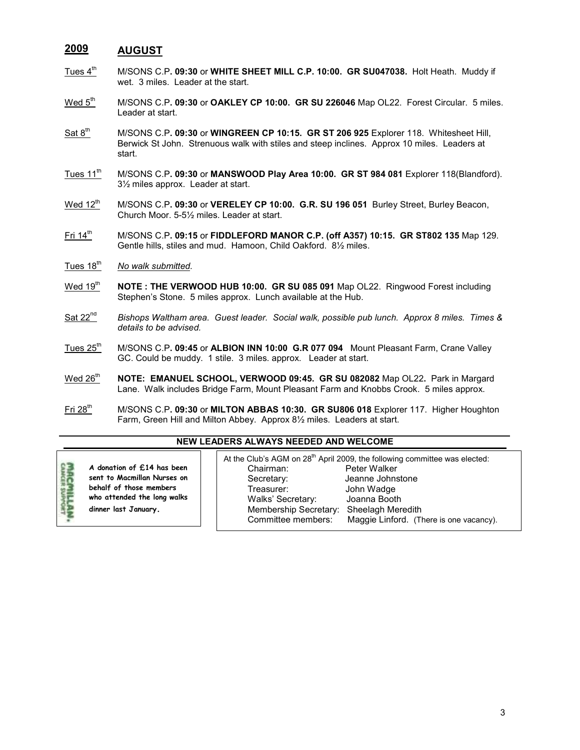## 2009 AUGUST

Tues 4th M/SONS C.P**. 09:30** or **WHITE SHEET MILL C.P. 10:00. GR SU047038.** Holt Heath. Muddy if wet. 3 miles. Leader at the start.

Wed 5th M/SONS C.P**. 09:30** or **OAKLEY CP 10:00. GR SU 226046** Map OL22. Forest Circular. 5 miles. Leader at start.

Sat 8th M/SONS C.P**. 09:30** or **WINGREEN CP 10:15. GR ST 206 925** Explorer 118. Whitesheet Hill, Berwick St John. Strenuous walk with stiles and steep inclines. Approx 10 miles. Leaders at start.

Tues 11th M/SONS C.P**. 09:30** or **MANSWOOD Play Area 10:00. GR ST 984 081** Explorer 118(Blandford). 3½ miles approx. Leader at start.

Wed 12th M/SONS C.P**. 09:30** or **VERELEY CP 10:00. G.R. SU 196 051** Burley Street, Burley Beacon, Church Moor. 5-5½ miles. Leader at start.

Fri 14th M/SONS C.P**. 09:15** or **FIDDLEFORD MANOR C.P. (off A357) 10:15. GR ST802 135** Map 129. Gentle hills, stiles and mud. Hamoon, Child Oakford. 8½ miles.

Tues 18th *No walk submitted.*

Wed 19th **NOTE : THE VERWOOD HUB 10:00. GR SU 085 091** Map OL22. Ringwood Forest including Stephen's Stone. 5 miles approx. Lunch available at the Hub.

Sat 22nd *Bishops Waltham area. Guest leader. Social walk, possible pub lunch. Approx 8 miles. Times & details to be advised.*

Tues 25th M/SONS C.P**. 09:45** or **ALBION INN 10:00 G.R 077 094** Mount Pleasant Farm, Crane Valley GC. Could be muddy. 1 stile. 3 miles. approx. Leader at start.

Wed 26th **NOTE: EMANUEL SCHOOL, VERWOOD 09:45. GR SU 082082** Map OL22**.** Park in Margard Lane. Walk includes Bridge Farm, Mount Pleasant Farm and Knobbs Crook. 5 miles approx.

Fri 28th M/SONS C.P**. 09:30** or **MILTON ABBAS 10:30. GR SU806 018** Explorer 117. Higher Houghton Farm, Green Hill and Milton Abbey. Approx 8½ miles. Leaders at start.

**NEW LEADERS ALWAYS NEEDED AND WELCOME**

MACMILLAN CANCER SUPPORT

**A donation of £14 has been sent to Macmillan Nurses on behalf of those members who attended the long walks dinner last January.**

At the Club's AGM on 28th April 2009, the following committee was elected:

| | |
|---|---|
| Chairman: | Peter Walker |
| Secretary: | Jeanne Johnstone |
| Treasurer: | John Wadge |
| Walks' Secretary: | Joanna Booth |
| Membership Secretary: | Sheelagh Meredith |
| Committee members: | Maggie Linford. (There is one vacancy). |